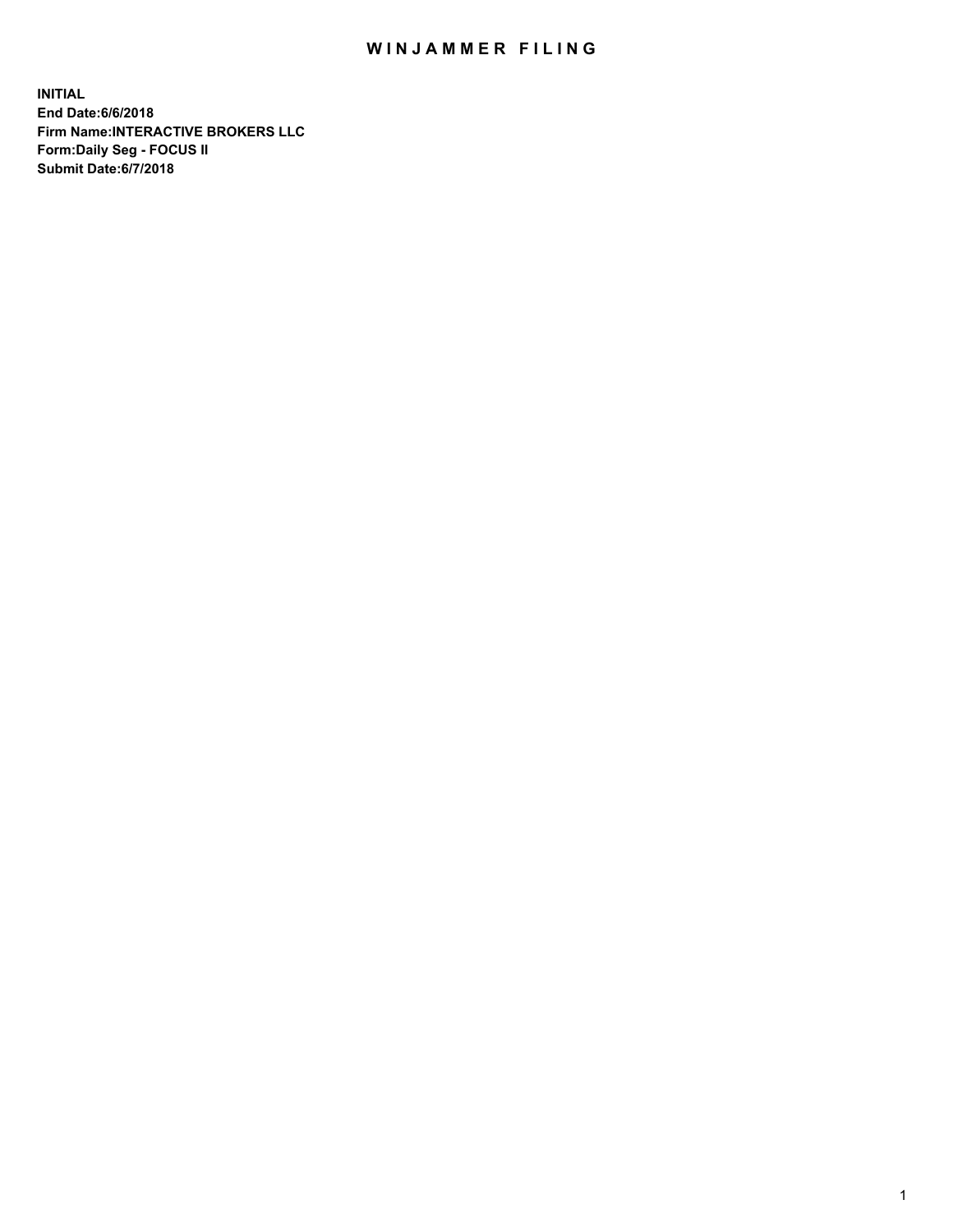# WINJAMMER FILING

**INITIAL**
**End Date:6/6/2018**
**Firm Name:INTERACTIVE BROKERS LLC**
**Form:Daily Seg - FOCUS II**
**Submit Date:6/7/2018**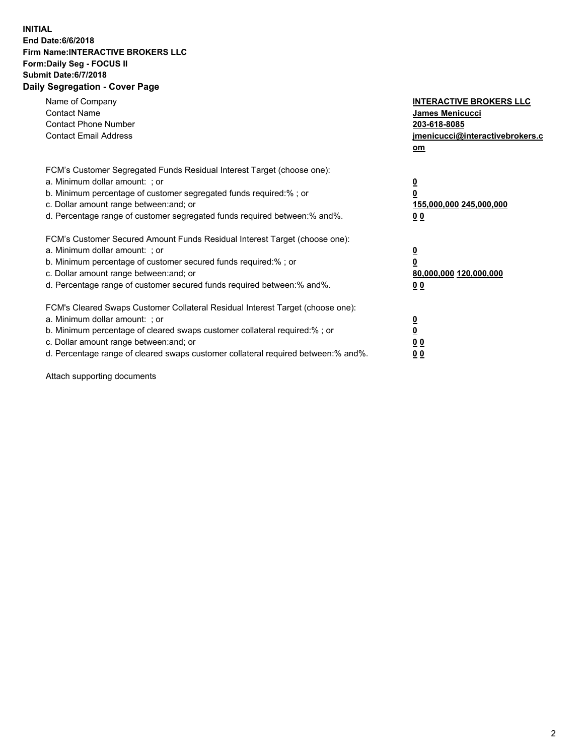**INITIAL**
**End Date:6/6/2018**
**Firm Name:INTERACTIVE BROKERS LLC**
**Form:Daily Seg - FOCUS II**
**Submit Date:6/7/2018**
**Daily Segregation - Cover Page**

| | |
|---|---|
| Name of Company | **INTERACTIVE BROKERS LLC** |
| Contact Name | **James Menicucci** |
| Contact Phone Number | **203-618-8085** |
| Contact Email Address | **jmenicucci@interactivebrokers.com** |

FCM's Customer Segregated Funds Residual Interest Target (choose one):

| | |
|---|---|
| a. Minimum dollar amount: ; or | **0** |
| b. Minimum percentage of customer segregated funds required:% ; or | **0** |
| c. Dollar amount range between:and; or | **155,000,000 245,000,000** |
| d. Percentage range of customer segregated funds required between:% and%. | **0 0** |

FCM's Customer Secured Amount Funds Residual Interest Target (choose one):

| | |
|---|---|
| a. Minimum dollar amount: ; or | **0** |
| b. Minimum percentage of customer secured funds required:% ; or | **0** |
| c. Dollar amount range between:and; or | **80,000,000 120,000,000** |
| d. Percentage range of customer secured funds required between:% and%. | **0 0** |

FCM's Cleared Swaps Customer Collateral Residual Interest Target (choose one):

| | |
|---|---|
| a. Minimum dollar amount: ; or | **0** |
| b. Minimum percentage of cleared swaps customer collateral required:% ; or | **0** |
| c. Dollar amount range between:and; or | **0 0** |
| d. Percentage range of cleared swaps customer collateral required between:% and%. | **0 0** |

Attach supporting documents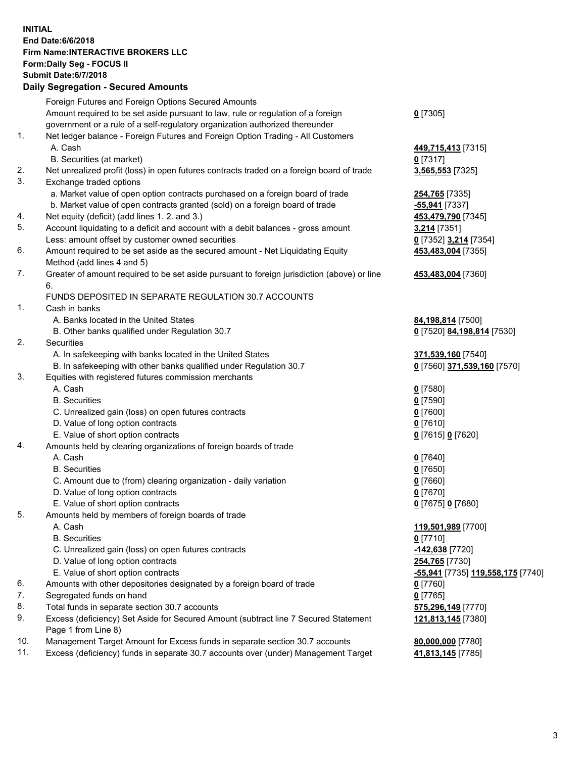**INITIAL**
**End Date:6/6/2018**
**Firm Name:INTERACTIVE BROKERS LLC**
**Form:Daily Seg - FOCUS II**
**Submit Date:6/7/2018**
**Daily Segregation - Secured Amounts**

| | | |
|---|---|---|
| | Foreign Futures and Foreign Options Secured Amounts | |
| | Amount required to be set aside pursuant to law, rule or regulation of a foreign government or a rule of a self-regulatory organization authorized thereunder | **0** [7305] |
| 1. | Net ledger balance - Foreign Futures and Foreign Option Trading - All Customers | |
| | A. Cash | **449,715,413** [7315] |
| | B. Securities (at market) | **0** [7317] |
| 2. | Net unrealized profit (loss) in open futures contracts traded on a foreign board of trade | **3,565,553** [7325] |
| 3. | Exchange traded options | |
| | a. Market value of open option contracts purchased on a foreign board of trade | **254,765** [7335] |
| | b. Market value of open contracts granted (sold) on a foreign board of trade | **-55,941** [7337] |
| 4. | Net equity (deficit) (add lines 1. 2. and 3.) | **453,479,790** [7345] |
| 5. | Account liquidating to a deficit and account with a debit balances - gross amount | **3,214** [7351] |
| | Less: amount offset by customer owned securities | **0** [7352] **3,214** [7354] |
| 6. | Amount required to be set aside as the secured amount - Net Liquidating Equity Method (add lines 4 and 5) | **453,483,004** [7355] |
| 7. | Greater of amount required to be set aside pursuant to foreign jurisdiction (above) or line 6. | **453,483,004** [7360] |
| | FUNDS DEPOSITED IN SEPARATE REGULATION 30.7 ACCOUNTS | |
| 1. | Cash in banks | |
| | A. Banks located in the United States | **84,198,814** [7500] |
| | B. Other banks qualified under Regulation 30.7 | **0** [7520] **84,198,814** [7530] |
| 2. | Securities | |
| | A. In safekeeping with banks located in the United States | **371,539,160** [7540] |
| | B. In safekeeping with other banks qualified under Regulation 30.7 | **0** [7560] **371,539,160** [7570] |
| 3. | Equities with registered futures commission merchants | |
| | A. Cash | **0** [7580] |
| | B. Securities | **0** [7590] |
| | C. Unrealized gain (loss) on open futures contracts | **0** [7600] |
| | D. Value of long option contracts | **0** [7610] |
| | E. Value of short option contracts | **0** [7615] **0** [7620] |
| 4. | Amounts held by clearing organizations of foreign boards of trade | |
| | A. Cash | **0** [7640] |
| | B. Securities | **0** [7650] |
| | C. Amount due to (from) clearing organization - daily variation | **0** [7660] |
| | D. Value of long option contracts | **0** [7670] |
| | E. Value of short option contracts | **0** [7675] **0** [7680] |
| 5. | Amounts held by members of foreign boards of trade | |
| | A. Cash | **119,501,989** [7700] |
| | B. Securities | **0** [7710] |
| | C. Unrealized gain (loss) on open futures contracts | **-142,638** [7720] |
| | D. Value of long option contracts | **254,765** [7730] |
| | E. Value of short option contracts | **-55,941** [7735] **119,558,175** [7740] |
| 6. | Amounts with other depositories designated by a foreign board of trade | **0** [7760] |
| 7. | Segregated funds on hand | **0** [7765] |
| 8. | Total funds in separate section 30.7 accounts | **575,296,149** [7770] |
| 9. | Excess (deficiency) Set Aside for Secured Amount (subtract line 7 Secured Statement Page 1 from Line 8) | **121,813,145** [7380] |
| 10. | Management Target Amount for Excess funds in separate section 30.7 accounts | **80,000,000** [7780] |
| 11. | Excess (deficiency) funds in separate 30.7 accounts over (under) Management Target | **41,813,145** [7785] |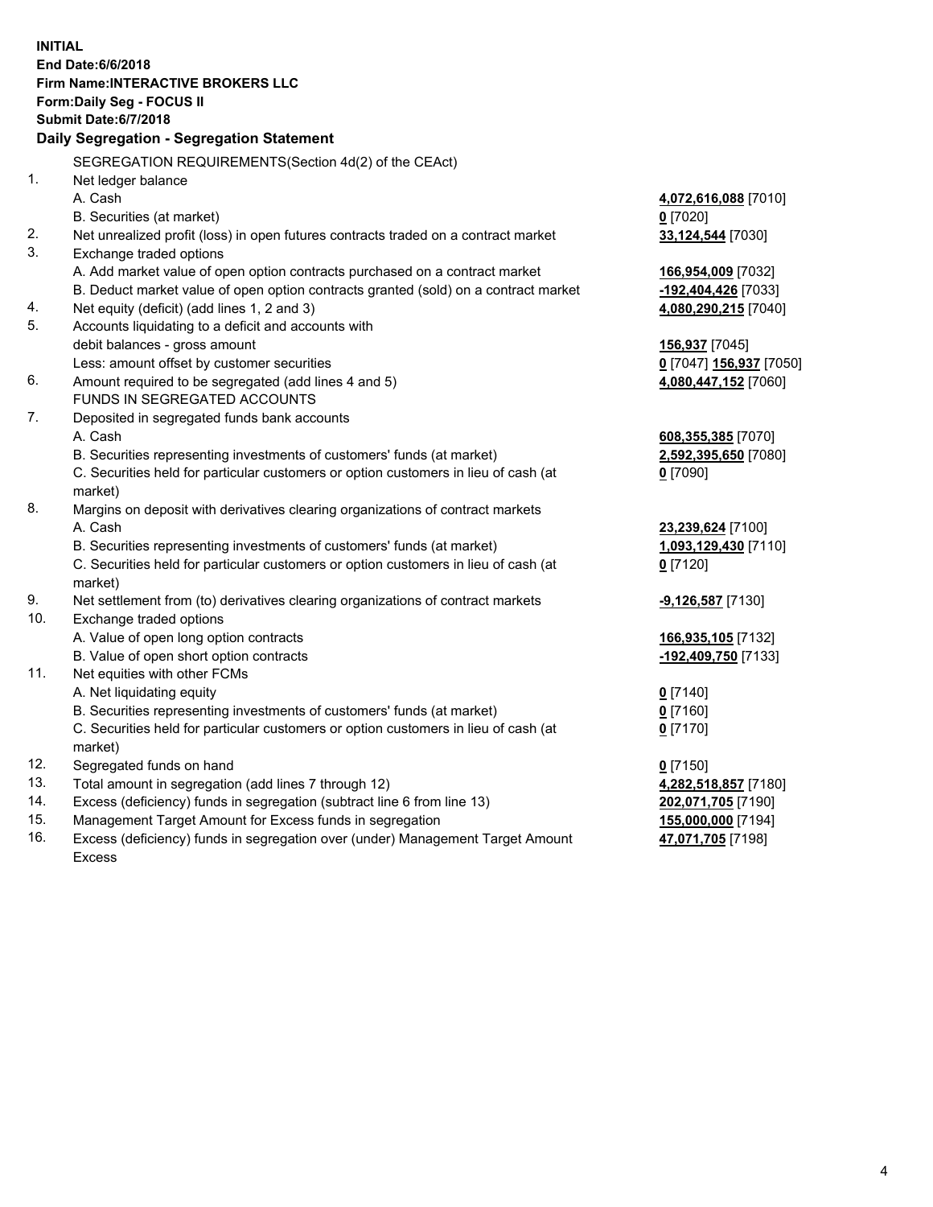**INITIAL**
**End Date:6/6/2018**
**Firm Name:INTERACTIVE BROKERS LLC**
**Form:Daily Seg - FOCUS II**
**Submit Date:6/7/2018**

### Daily Segregation - Segregation Statement

| | | |
|---|---|---|
| | SEGREGATION REQUIREMENTS(Section 4d(2) of the CEAct) | |
| 1. | Net ledger balance | |
| | A. Cash | 4,072,616,088 [7010] |
| | B. Securities (at market) | 0 [7020] |
| 2. | Net unrealized profit (loss) in open futures contracts traded on a contract market | 33,124,544 [7030] |
| 3. | Exchange traded options | |
| | A. Add market value of open option contracts purchased on a contract market | 166,954,009 [7032] |
| | B. Deduct market value of open option contracts granted (sold) on a contract market | -192,404,426 [7033] |
| 4. | Net equity (deficit) (add lines 1, 2 and 3) | 4,080,290,215 [7040] |
| 5. | Accounts liquidating to a deficit and accounts with | |
| | debit balances - gross amount | 156,937 [7045] |
| | Less: amount offset by customer securities | 0 [7047] 156,937 [7050] |
| 6. | Amount required to be segregated (add lines 4 and 5) | 4,080,447,152 [7060] |
| | FUNDS IN SEGREGATED ACCOUNTS | |
| 7. | Deposited in segregated funds bank accounts | |
| | A. Cash | 608,355,385 [7070] |
| | B. Securities representing investments of customers' funds (at market) | 2,592,395,650 [7080] |
| | C. Securities held for particular customers or option customers in lieu of cash (at market) | 0 [7090] |
| 8. | Margins on deposit with derivatives clearing organizations of contract markets | |
| | A. Cash | 23,239,624 [7100] |
| | B. Securities representing investments of customers' funds (at market) | 1,093,129,430 [7110] |
| | C. Securities held for particular customers or option customers in lieu of cash (at market) | 0 [7120] |
| 9. | Net settlement from (to) derivatives clearing organizations of contract markets | -9,126,587 [7130] |
| 10. | Exchange traded options | |
| | A. Value of open long option contracts | 166,935,105 [7132] |
| | B. Value of open short option contracts | -192,409,750 [7133] |
| 11. | Net equities with other FCMs | |
| | A. Net liquidating equity | 0 [7140] |
| | B. Securities representing investments of customers' funds (at market) | 0 [7160] |
| | C. Securities held for particular customers or option customers in lieu of cash (at market) | 0 [7170] |
| 12. | Segregated funds on hand | 0 [7150] |
| 13. | Total amount in segregation (add lines 7 through 12) | 4,282,518,857 [7180] |
| 14. | Excess (deficiency) funds in segregation (subtract line 6 from line 13) | 202,071,705 [7190] |
| 15. | Management Target Amount for Excess funds in segregation | 155,000,000 [7194] |
| 16. | Excess (deficiency) funds in segregation over (under) Management Target Amount Excess | 47,071,705 [7198] |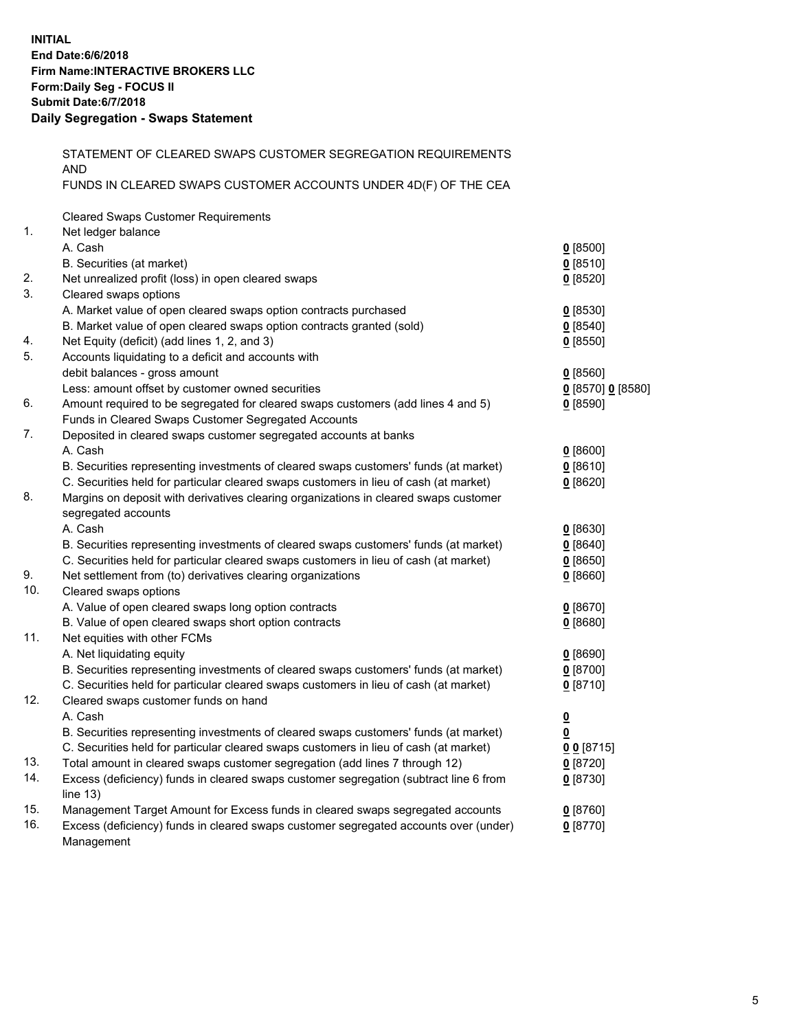**INITIAL**
**End Date:6/6/2018**
**Firm Name:INTERACTIVE BROKERS LLC**
**Form:Daily Seg - FOCUS II**
**Submit Date:6/7/2018**
**Daily Segregation - Swaps Statement**

STATEMENT OF CLEARED SWAPS CUSTOMER SEGREGATION REQUIREMENTS AND FUNDS IN CLEARED SWAPS CUSTOMER ACCOUNTS UNDER 4D(F) OF THE CEA

| | | |
|---|---|---|
| | Cleared Swaps Customer Requirements | |
| 1. | Net ledger balance | |
| | A. Cash | 0 [8500] |
| | B. Securities (at market) | 0 [8510] |
| 2. | Net unrealized profit (loss) in open cleared swaps | 0 [8520] |
| 3. | Cleared swaps options | |
| | A. Market value of open cleared swaps option contracts purchased | 0 [8530] |
| | B. Market value of open cleared swaps option contracts granted (sold) | 0 [8540] |
| 4. | Net Equity (deficit) (add lines 1, 2, and 3) | 0 [8550] |
| 5. | Accounts liquidating to a deficit and accounts with debit balances - gross amount | 0 [8560] |
| | Less: amount offset by customer owned securities | 0 [8570] 0 [8580] |
| 6. | Amount required to be segregated for cleared swaps customers (add lines 4 and 5) | 0 [8590] |
| | Funds in Cleared Swaps Customer Segregated Accounts | |
| 7. | Deposited in cleared swaps customer segregated accounts at banks | |
| | A. Cash | 0 [8600] |
| | B. Securities representing investments of cleared swaps customers' funds (at market) | 0 [8610] |
| | C. Securities held for particular cleared swaps customers in lieu of cash (at market) | 0 [8620] |
| 8. | Margins on deposit with derivatives clearing organizations in cleared swaps customer segregated accounts | |
| | A. Cash | 0 [8630] |
| | B. Securities representing investments of cleared swaps customers' funds (at market) | 0 [8640] |
| | C. Securities held for particular cleared swaps customers in lieu of cash (at market) | 0 [8650] |
| 9. | Net settlement from (to) derivatives clearing organizations | 0 [8660] |
| 10. | Cleared swaps options | |
| | A. Value of open cleared swaps long option contracts | 0 [8670] |
| | B. Value of open cleared swaps short option contracts | 0 [8680] |
| 11. | Net equities with other FCMs | |
| | A. Net liquidating equity | 0 [8690] |
| | B. Securities representing investments of cleared swaps customers' funds (at market) | 0 [8700] |
| | C. Securities held for particular cleared swaps customers in lieu of cash (at market) | 0 [8710] |
| 12. | Cleared swaps customer funds on hand | |
| | A. Cash | 0 |
| | B. Securities representing investments of cleared swaps customers' funds (at market) | 0 |
| | C. Securities held for particular cleared swaps customers in lieu of cash (at market) | 0 0 [8715] |
| 13. | Total amount in cleared swaps customer segregation (add lines 7 through 12) | 0 [8720] |
| 14. | Excess (deficiency) funds in cleared swaps customer segregation (subtract line 6 from line 13) | 0 [8730] |
| 15. | Management Target Amount for Excess funds in cleared swaps segregated accounts | 0 [8760] |
| 16. | Excess (deficiency) funds in cleared swaps customer segregated accounts over (under) Management | 0 [8770] |